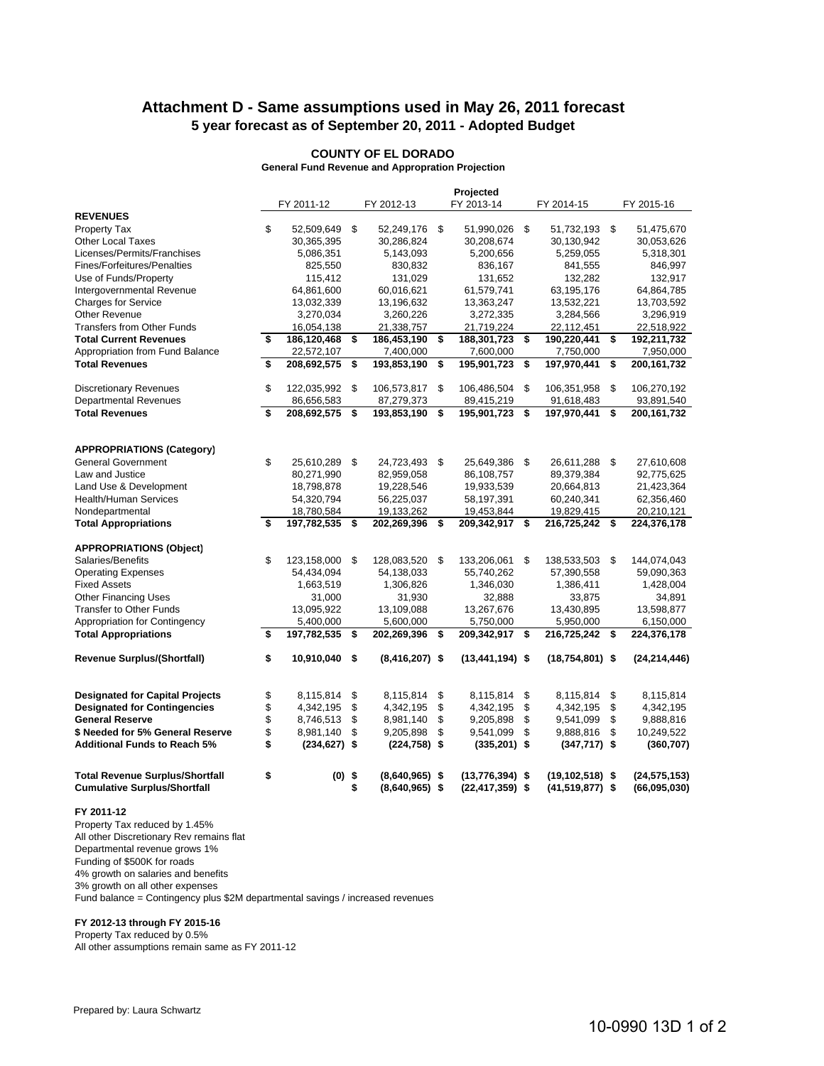# Attachment D - Same assumptions used in May 26, 2011 forecast

## 5 year forecast as of September 20, 2011 - Adopted Budget

### COUNTY OF EL DORADO

**General Fund Revenue and Appropration Projection**

| | FY 2011-12 | FY 2012-13 | Projected FY 2013-14 | FY 2014-15 | FY 2015-16 |
|---|---|---|---|---|---|
| **REVENUES** | | | | | |
| Property Tax | $ 52,509,649 | $ 52,249,176 | $ 51,990,026 | $ 51,732,193 | $ 51,475,670 |
| Other Local Taxes | 30,365,395 | 30,286,824 | 30,208,674 | 30,130,942 | 30,053,626 |
| Licenses/Permits/Franchises | 5,086,351 | 5,143,093 | 5,200,656 | 5,259,055 | 5,318,301 |
| Fines/Forfeitures/Penalties | 825,550 | 830,832 | 836,167 | 841,555 | 846,997 |
| Use of Funds/Property | 115,412 | 131,029 | 131,652 | 132,282 | 132,917 |
| Intergovernmental Revenue | 64,861,600 | 60,016,621 | 61,579,741 | 63,195,176 | 64,864,785 |
| Charges for Service | 13,032,339 | 13,196,632 | 13,363,247 | 13,532,221 | 13,703,592 |
| Other Revenue | 3,270,034 | 3,260,226 | 3,272,335 | 3,284,566 | 3,296,919 |
| Transfers from Other Funds | 16,054,138 | 21,338,757 | 21,719,224 | 22,112,451 | 22,518,922 |
| **Total Current Revenues** | **$ 186,120,468** | **$ 186,453,190** | **$ 188,301,723** | **$ 190,220,441** | **$ 192,211,732** |
| Appropriation from Fund Balance | 22,572,107 | 7,400,000 | 7,600,000 | 7,750,000 | 7,950,000 |
| **Total Revenues** | **$ 208,692,575** | **$ 193,853,190** | **$ 195,901,723** | **$ 197,970,441** | **$ 200,161,732** |
| | | | | | |
| Discretionary Revenues | $ 122,035,992 | $ 106,573,817 | $ 106,486,504 | $ 106,351,958 | $ 106,270,192 |
| Departmental Revenues | 86,656,583 | 87,279,373 | 89,415,219 | 91,618,483 | 93,891,540 |
| **Total Revenues** | **$ 208,692,575** | **$ 193,853,190** | **$ 195,901,723** | **$ 197,970,441** | **$ 200,161,732** |
| | | | | | |
| **APPROPRIATIONS (Category)** | | | | | |
| General Government | $ 25,610,289 | $ 24,723,493 | $ 25,649,386 | $ 26,611,288 | $ 27,610,608 |
| Law and Justice | 80,271,990 | 82,959,058 | 86,108,757 | 89,379,384 | 92,775,625 |
| Land Use & Development | 18,798,878 | 19,228,546 | 19,933,539 | 20,664,813 | 21,423,364 |
| Health/Human Services | 54,320,794 | 56,225,037 | 58,197,391 | 60,240,341 | 62,356,460 |
| Nondepartmental | 18,780,584 | 19,133,262 | 19,453,844 | 19,829,415 | 20,210,121 |
| **Total Appropriations** | **$ 197,782,535** | **$ 202,269,396** | **$ 209,342,917** | **$ 216,725,242** | **$ 224,376,178** |
| | | | | | |
| **APPROPRIATIONS (Object)** | | | | | |
| Salaries/Benefits | $ 123,158,000 | $ 128,083,520 | $ 133,206,061 | $ 138,533,503 | $ 144,074,043 |
| Operating Expenses | 54,434,094 | 54,138,033 | 55,740,262 | 57,390,558 | 59,090,363 |
| Fixed Assets | 1,663,519 | 1,306,826 | 1,346,030 | 1,386,411 | 1,428,004 |
| Other Financing Uses | 31,000 | 31,930 | 32,888 | 33,875 | 34,891 |
| Transfer to Other Funds | 13,095,922 | 13,109,088 | 13,267,676 | 13,430,895 | 13,598,877 |
| Appropriation for Contingency | 5,400,000 | 5,600,000 | 5,750,000 | 5,950,000 | 6,150,000 |
| **Total Appropriations** | **$ 197,782,535** | **$ 202,269,396** | **$ 209,342,917** | **$ 216,725,242** | **$ 224,376,178** |
| | | | | | |
| **Revenue Surplus/(Shortfall)** | **$ 10,910,040** | **$ (8,416,207)** | **$ (13,441,194)** | **$ (18,754,801)** | **$ (24,214,446)** |
| | | | | | |
| **Designated for Capital Projects** | $ 8,115,814 | $ 8,115,814 | $ 8,115,814 | $ 8,115,814 | $ 8,115,814 |
| **Designated for Contingencies** | $ 4,342,195 | $ 4,342,195 | $ 4,342,195 | $ 4,342,195 | $ 4,342,195 |
| **General Reserve** | $ 8,746,513 | $ 8,981,140 | $ 9,205,898 | $ 9,541,099 | $ 9,888,816 |
| **$ Needed for 5% General Reserve** | $ 8,981,140 | $ 9,205,898 | $ 9,541,099 | $ 9,888,816 | $ 10,249,522 |
| **Additional Funds to Reach 5%** | **$ (234,627)** | **$ (224,758)** | **$ (335,201)** | **$ (347,717)** | **$ (360,707)** |
| | | | | | |
| **Total Revenue Surplus/Shortfall** | **$ (0)** | **$ (8,640,965)** | **$ (13,776,394)** | **$ (19,102,518)** | **$ (24,575,153)** |
| **Cumulative Surplus/Shortfall** | | **$ (8,640,965)** | **$ (22,417,359)** | **$ (41,519,877)** | **$ (66,095,030)** |

**FY 2011-12**

Property Tax reduced by 1.45%
All other Discretionary Rev remains flat
Departmental revenue grows 1%
Funding of $500K for roads
4% growth on salaries and benefits
3% growth on all other expenses
Fund balance = Contingency plus $2M departmental savings / increased revenues

**FY 2012-13 through FY 2015-16**

Property Tax reduced by 0.5%
All other assumptions remain same as FY 2011-12

Prepared by: Laura Schwartz

10-0990 13D 1 of 2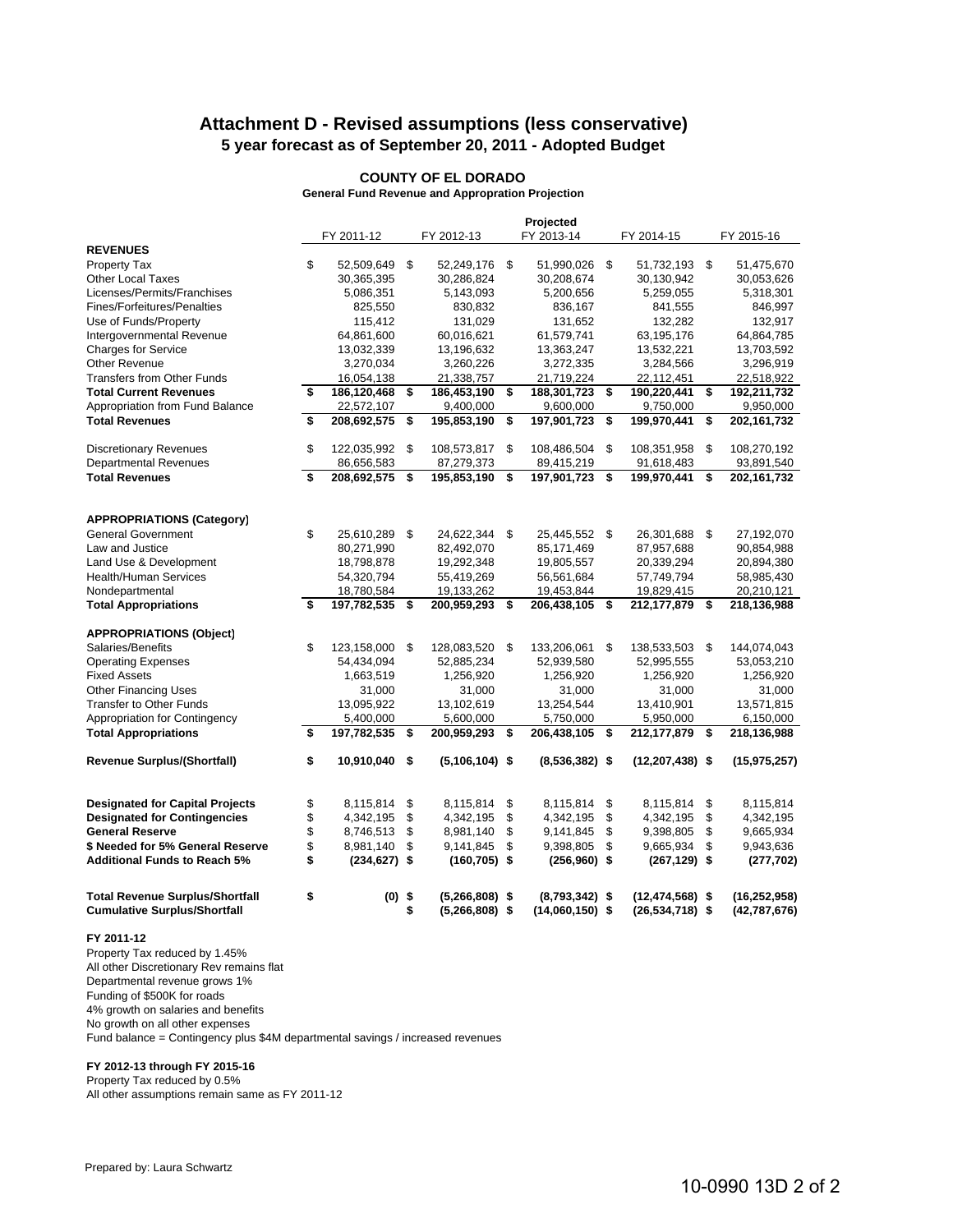# Attachment D - Revised assumptions (less conservative)

## 5 year forecast as of September 20, 2011 - Adopted Budget

### COUNTY OF EL DORADO

**General Fund Revenue and Appropration Projection**

| | FY 2011-12 | FY 2012-13 | Projected FY 2013-14 | FY 2014-15 | FY 2015-16 |
|---|---|---|---|---|---|
| **REVENUES** | | | | | |
| Property Tax | $ 52,509,649 | $ 52,249,176 | $ 51,990,026 | $ 51,732,193 | $ 51,475,670 |
| Other Local Taxes | 30,365,395 | 30,286,824 | 30,208,674 | 30,130,942 | 30,053,626 |
| Licenses/Permits/Franchises | 5,086,351 | 5,143,093 | 5,200,656 | 5,259,055 | 5,318,301 |
| Fines/Forfeitures/Penalties | 825,550 | 830,832 | 836,167 | 841,555 | 846,997 |
| Use of Funds/Property | 115,412 | 131,029 | 131,652 | 132,282 | 132,917 |
| Intergovernmental Revenue | 64,861,600 | 60,016,621 | 61,579,741 | 63,195,176 | 64,864,785 |
| Charges for Service | 13,032,339 | 13,196,632 | 13,363,247 | 13,532,221 | 13,703,592 |
| Other Revenue | 3,270,034 | 3,260,226 | 3,272,335 | 3,284,566 | 3,296,919 |
| Transfers from Other Funds | 16,054,138 | 21,338,757 | 21,719,224 | 22,112,451 | 22,518,922 |
| **Total Current Revenues** | **$ 186,120,468** | **$ 186,453,190** | **$ 188,301,723** | **$ 190,220,441** | **$ 192,211,732** |
| Appropriation from Fund Balance | 22,572,107 | 9,400,000 | 9,600,000 | 9,750,000 | 9,950,000 |
| **Total Revenues** | **$ 208,692,575** | **$ 195,853,190** | **$ 197,901,723** | **$ 199,970,441** | **$ 202,161,732** |
| | | | | | |
| Discretionary Revenues | $ 122,035,992 | $ 108,573,817 | $ 108,486,504 | $ 108,351,958 | $ 108,270,192 |
| Departmental Revenues | 86,656,583 | 87,279,373 | 89,415,219 | 91,618,483 | 93,891,540 |
| **Total Revenues** | **$ 208,692,575** | **$ 195,853,190** | **$ 197,901,723** | **$ 199,970,441** | **$ 202,161,732** |
| | | | | | |
| **APPROPRIATIONS (Category)** | | | | | |
| General Government | $ 25,610,289 | $ 24,622,344 | $ 25,445,552 | $ 26,301,688 | $ 27,192,070 |
| Law and Justice | 80,271,990 | 82,492,070 | 85,171,469 | 87,957,688 | 90,854,988 |
| Land Use & Development | 18,798,878 | 19,292,348 | 19,805,557 | 20,339,294 | 20,894,380 |
| Health/Human Services | 54,320,794 | 55,419,269 | 56,561,684 | 57,749,794 | 58,985,430 |
| Nondepartmental | 18,780,584 | 19,133,262 | 19,453,844 | 19,829,415 | 20,210,121 |
| **Total Appropriations** | **$ 197,782,535** | **$ 200,959,293** | **$ 206,438,105** | **$ 212,177,879** | **$ 218,136,988** |
| | | | | | |
| **APPROPRIATIONS (Object)** | | | | | |
| Salaries/Benefits | $ 123,158,000 | $ 128,083,520 | $ 133,206,061 | $ 138,533,503 | $ 144,074,043 |
| Operating Expenses | 54,434,094 | 52,885,234 | 52,939,580 | 52,995,555 | 53,053,210 |
| Fixed Assets | 1,663,519 | 1,256,920 | 1,256,920 | 1,256,920 | 1,256,920 |
| Other Financing Uses | 31,000 | 31,000 | 31,000 | 31,000 | 31,000 |
| Transfer to Other Funds | 13,095,922 | 13,102,619 | 13,254,544 | 13,410,901 | 13,571,815 |
| Appropriation for Contingency | 5,400,000 | 5,600,000 | 5,750,000 | 5,950,000 | 6,150,000 |
| **Total Appropriations** | **$ 197,782,535** | **$ 200,959,293** | **$ 206,438,105** | **$ 212,177,879** | **$ 218,136,988** |
| | | | | | |
| **Revenue Surplus/(Shortfall)** | **$ 10,910,040** | **$ (5,106,104)** | **$ (8,536,382)** | **$ (12,207,438)** | **$ (15,975,257)** |
| | | | | | |
| **Designated for Capital Projects** | $ 8,115,814 | $ 8,115,814 | $ 8,115,814 | $ 8,115,814 | $ 8,115,814 |
| **Designated for Contingencies** | $ 4,342,195 | $ 4,342,195 | $ 4,342,195 | $ 4,342,195 | $ 4,342,195 |
| **General Reserve** | $ 8,746,513 | $ 8,981,140 | $ 9,141,845 | $ 9,398,805 | $ 9,665,934 |
| **$ Needed for 5% General Reserve** | $ 8,981,140 | $ 9,141,845 | $ 9,398,805 | $ 9,665,934 | $ 9,943,636 |
| **Additional Funds to Reach 5%** | **$ (234,627)** | **$ (160,705)** | **$ (256,960)** | **$ (267,129)** | **$ (277,702)** |
| | | | | | |
| **Total Revenue Surplus/Shortfall** | **$ (0)** | **$ (5,266,808)** | **$ (8,793,342)** | **$ (12,474,568)** | **$ (16,252,958)** |
| **Cumulative Surplus/Shortfall** | | **$ (5,266,808)** | **$ (14,060,150)** | **$ (26,534,718)** | **$ (42,787,676)** |

**FY 2011-12**

Property Tax reduced by 1.45%
All other Discretionary Rev remains flat
Departmental revenue grows 1%
Funding of $500K for roads
4% growth on salaries and benefits
No growth on all other expenses
Fund balance = Contingency plus $4M departmental savings / increased revenues

**FY 2012-13 through FY 2015-16**

Property Tax reduced by 0.5%
All other assumptions remain same as FY 2011-12

Prepared by: Laura Schwartz

10-0990 13D 2 of 2